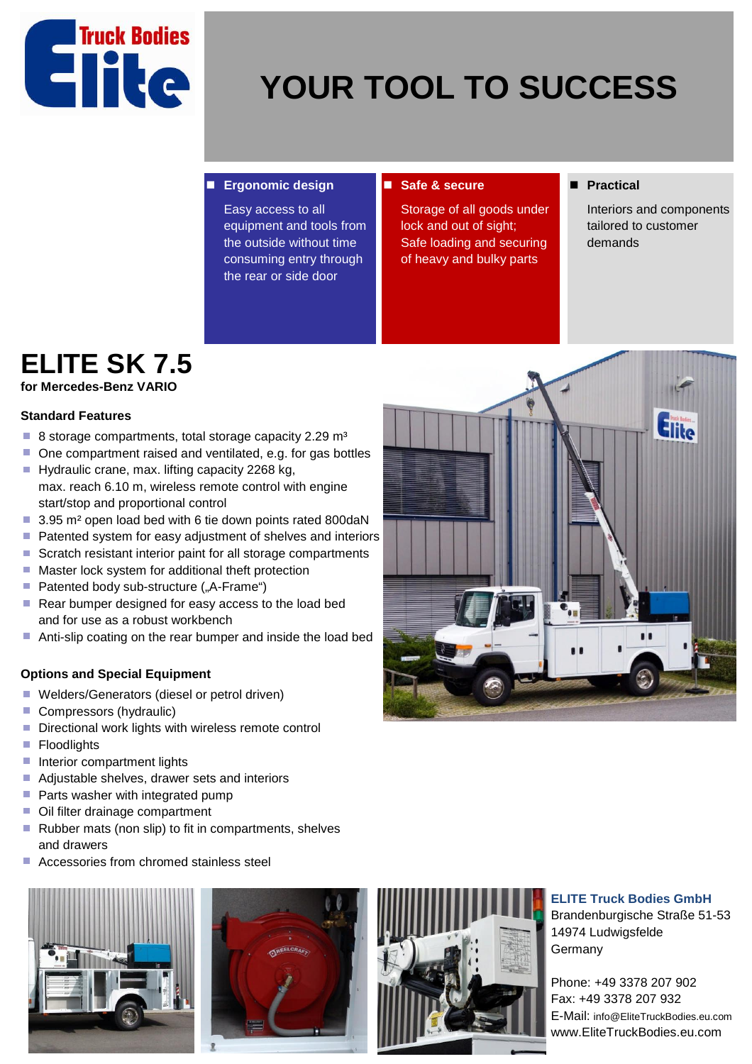# YOUR TOOL TO SUCCESS

- **Ergonomic design**

  Easy access to all equipment and tools from the outside without time consuming entry through the rear or side door

- **Safe & secure**

  Storage of all goods under lock and out of sight; Safe loading and securing of heavy and bulky parts

- **Practical**

  Interiors and components tailored to customer demands

# ELITE SK 7.5

**for Mercedes-Benz VARIO**

### Standard Features

- 8 storage compartments, total storage capacity 2.29 m³
- One compartment raised and ventilated, e.g. for gas bottles
- Hydraulic crane, max. lifting capacity 2268 kg, max. reach 6.10 m, wireless remote control with engine start/stop and proportional control
- 3.95 m² open load bed with 6 tie down points rated 800daN
- Patented system for easy adjustment of shelves and interiors
- Scratch resistant interior paint for all storage compartments
- Master lock system for additional theft protection
- Patented body sub-structure („A-Frame“)
- Rear bumper designed for easy access to the load bed and for use as a robust workbench
- Anti-slip coating on the rear bumper and inside the load bed

### Options and Special Equipment

- Welders/Generators (diesel or petrol driven)
- Compressors (hydraulic)
- Directional work lights with wireless remote control
- Floodlights
- Interior compartment lights
- Adjustable shelves, drawer sets and interiors
- Parts washer with integrated pump
- Oil filter drainage compartment
- Rubber mats (non slip) to fit in compartments, shelves and drawers
- Accessories from chromed stainless steel

**ELITE Truck Bodies GmbH**
Brandenburgische Straße 51-53
14974 Ludwigsfelde
Germany

Phone: +49 3378 207 902
Fax: +49 3378 207 932
E-Mail: info@EliteTruckBodies.eu.com
www.EliteTruckBodies.eu.com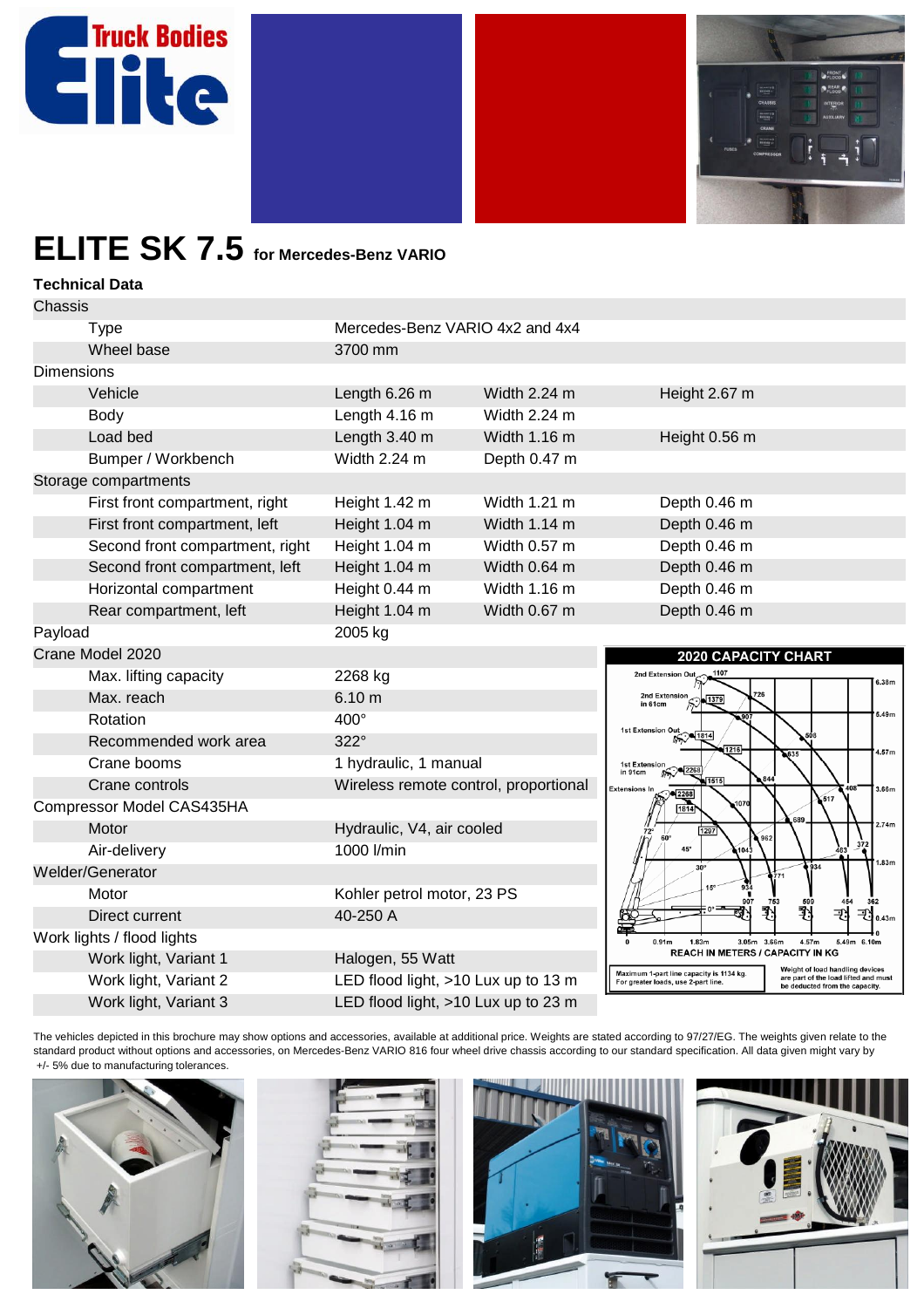# ELITE SK 7.5 for Mercedes-Benz VARIO

**Technical Data**

| | | | |
|---|---|---|---|
| Chassis | | | |
| Type | Mercedes-Benz VARIO 4x2 and 4x4 | | |
| Wheel base | 3700 mm | | |
| Dimensions | | | |
| Vehicle | Length 6.26 m | Width 2.24 m | Height 2.67 m |
| Body | Length 4.16 m | Width 2.24 m | |
| Load bed | Length 3.40 m | Width 1.16 m | Height 0.56 m |
| Bumper / Workbench | Width 2.24 m | Depth 0.47 m | |
| Storage compartments | | | |
| First front compartment, right | Height 1.42 m | Width 1.21 m | Depth 0.46 m |
| First front compartment, left | Height 1.04 m | Width 1.14 m | Depth 0.46 m |
| Second front compartment, right | Height 1.04 m | Width 0.57 m | Depth 0.46 m |
| Second front compartment, left | Height 1.04 m | Width 0.64 m | Depth 0.46 m |
| Horizontal compartment | Height 0.44 m | Width 1.16 m | Depth 0.46 m |
| Rear compartment, left | Height 1.04 m | Width 0.67 m | Depth 0.46 m |
| Payload | 2005 kg | | |
| Crane Model 2020 | | | |
| Max. lifting capacity | 2268 kg | | |
| Max. reach | 6.10 m | | |
| Rotation | 400° | | |
| Recommended work area | 322° | | |
| Crane booms | 1 hydraulic, 1 manual | | |
| Crane controls | Wireless remote control, proportional | | |
| Compressor Model CAS435HA | | | |
| Motor | Hydraulic, V4, air cooled | | |
| Air-delivery | 1000 l/min | | |
| Welder/Generator | | | |
| Motor | Kohler petrol motor, 23 PS | | |
| Direct current | 40-250 A | | |
| Work lights / flood lights | | | |
| Work light, Variant 1 | Halogen, 55 Watt | | |
| Work light, Variant 2 | LED flood light, >10 Lux up to 13 m | | |
| Work light, Variant 3 | LED flood light, >10 Lux up to 23 m | | |

**2020 CAPACITY CHART**

2nd Extension Out 1107
2nd Extension in 61cm 1379
1st Extension Out 1814
1st Extension in 91cm 2268
Extensions In 2268 1814
726, 907, 1216, 1515, 508, 635, 844, 1070, 1297, 408, 517, 689, 962, 1043, 463, 372, 934, 771, 934, 907, 753, 590, 454, 362
72°, 60°, 45°, 30°, 15°, 0°
6.38m, 5.49m, 4.57m, 3.66m, 2.74m, 1.83m, 0.43m, 0
0, 0.91m, 1.83m, 3.05m, 3.66m, 4.57m, 5.49m, 6.10m
REACH IN METERS / CAPACITY IN KG

Maximum 1-part line capacity is 1134 kg. For greater loads, use 2-part line.

Weight of load handling devices are part of the load lifted and must be deducted from the capacity.

The vehicles depicted in this brochure may show options and accessories, available at additional price. Weights are stated according to 97/27/EG. The weights given relate to the standard product without options and accessories, on Mercedes-Benz VARIO 816 four wheel drive chassis according to our standard specification. All data given might vary by +/- 5% due to manufacturing tolerances.